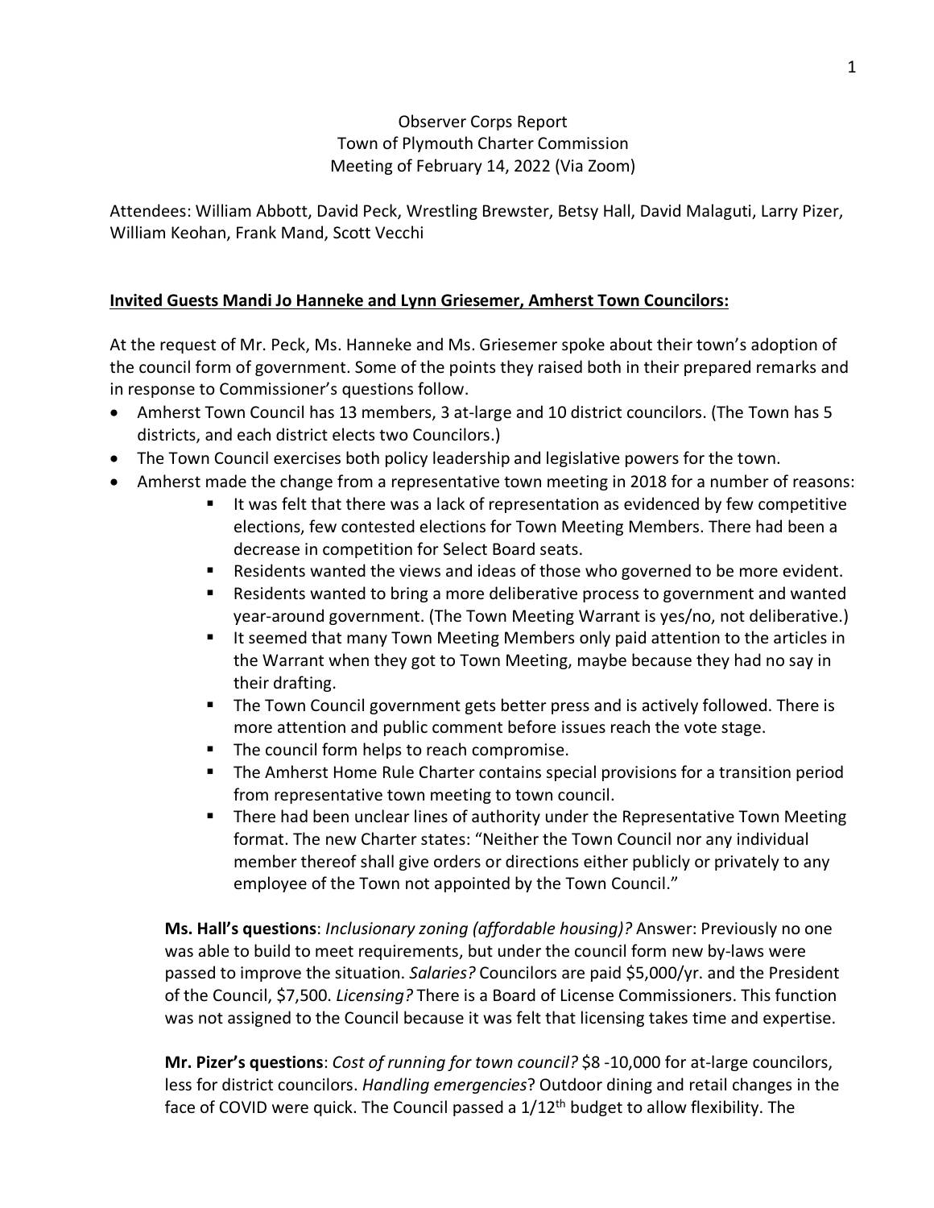Observer Corps Report
Town of Plymouth Charter Commission
Meeting of February 14, 2022 (Via Zoom)

Attendees: William Abbott, David Peck, Wrestling Brewster, Betsy Hall, David Malaguti, Larry Pizer, William Keohan, Frank Mand, Scott Vecchi

## **Invited Guests Mandi Jo Hanneke and Lynn Griesemer, Amherst Town Councilors:**

At the request of Mr. Peck, Ms. Hanneke and Ms. Griesemer spoke about their town's adoption of the council form of government. Some of the points they raised both in their prepared remarks and in response to Commissioner's questions follow.

- Amherst Town Council has 13 members, 3 at-large and 10 district councilors. (The Town has 5 districts, and each district elects two Councilors.)
- The Town Council exercises both policy leadership and legislative powers for the town.
- Amherst made the change from a representative town meeting in 2018 for a number of reasons:
  - It was felt that there was a lack of representation as evidenced by few competitive elections, few contested elections for Town Meeting Members. There had been a decrease in competition for Select Board seats.
  - Residents wanted the views and ideas of those who governed to be more evident.
  - Residents wanted to bring a more deliberative process to government and wanted year-around government. (The Town Meeting Warrant is yes/no, not deliberative.)
  - It seemed that many Town Meeting Members only paid attention to the articles in the Warrant when they got to Town Meeting, maybe because they had no say in their drafting.
  - The Town Council government gets better press and is actively followed. There is more attention and public comment before issues reach the vote stage.
  - The council form helps to reach compromise.
  - The Amherst Home Rule Charter contains special provisions for a transition period from representative town meeting to town council.
  - There had been unclear lines of authority under the Representative Town Meeting format. The new Charter states: "Neither the Town Council nor any individual member thereof shall give orders or directions either publicly or privately to any employee of the Town not appointed by the Town Council."

**Ms. Hall's questions**: *Inclusionary zoning (affordable housing)?* Answer: Previously no one was able to build to meet requirements, but under the council form new by-laws were passed to improve the situation. *Salaries?* Councilors are paid $5,000/yr. and the President of the Council, $7,500. *Licensing?* There is a Board of License Commissioners. This function was not assigned to the Council because it was felt that licensing takes time and expertise.

**Mr. Pizer's questions**: *Cost of running for town council?* $8 -10,000 for at-large councilors, less for district councilors. *Handling emergencies*? Outdoor dining and retail changes in the face of COVID were quick. The Council passed a 1/12th budget to allow flexibility. The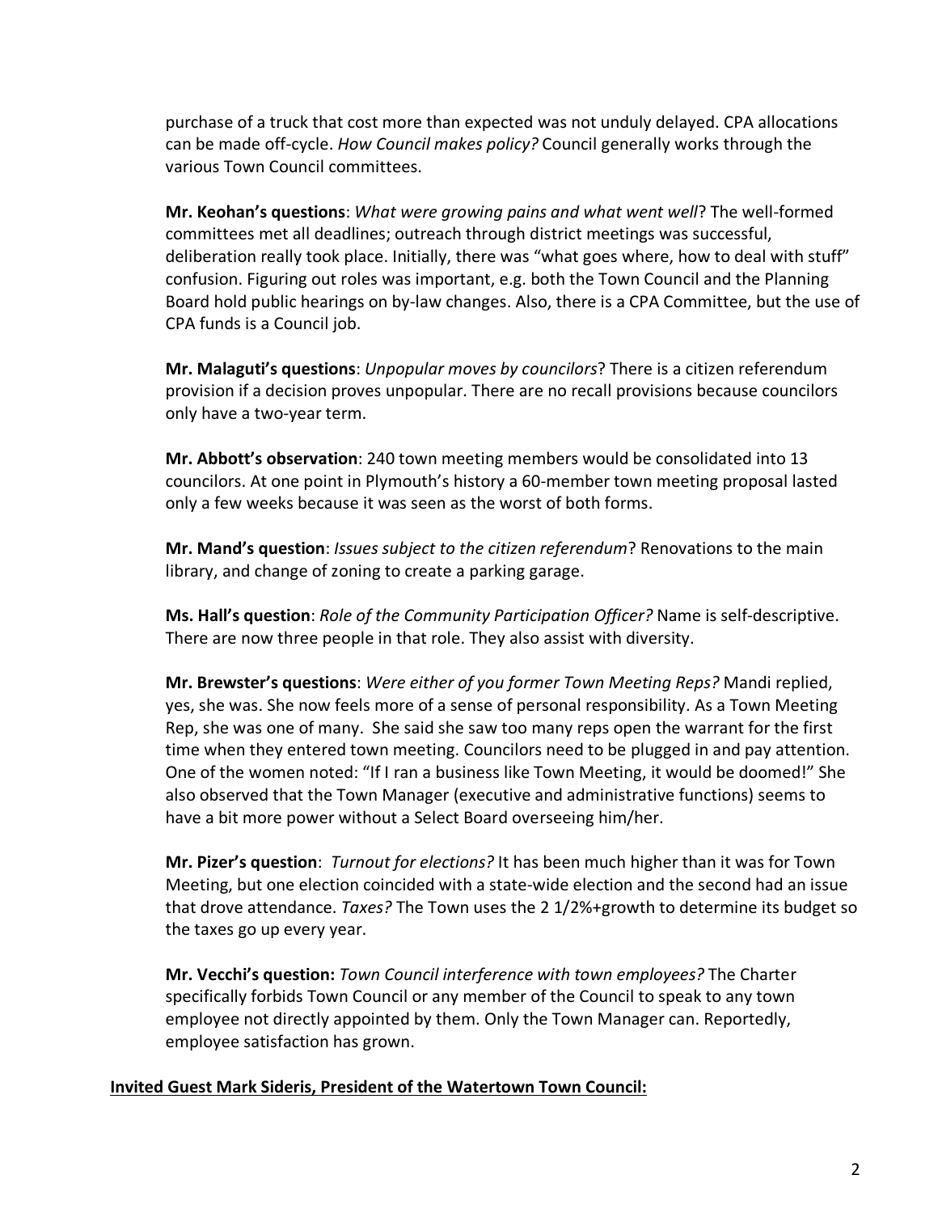purchase of a truck that cost more than expected was not unduly delayed. CPA allocations can be made off-cycle. *How Council makes policy?* Council generally works through the various Town Council committees.

**Mr. Keohan's questions**: *What were growing pains and what went well*? The well-formed committees met all deadlines; outreach through district meetings was successful, deliberation really took place. Initially, there was "what goes where, how to deal with stuff" confusion. Figuring out roles was important, e.g. both the Town Council and the Planning Board hold public hearings on by-law changes. Also, there is a CPA Committee, but the use of CPA funds is a Council job.

**Mr. Malaguti's questions**: *Unpopular moves by councilors*? There is a citizen referendum provision if a decision proves unpopular. There are no recall provisions because councilors only have a two-year term.

**Mr. Abbott's observation**: 240 town meeting members would be consolidated into 13 councilors. At one point in Plymouth's history a 60-member town meeting proposal lasted only a few weeks because it was seen as the worst of both forms.

**Mr. Mand's question**: *Issues subject to the citizen referendum*? Renovations to the main library, and change of zoning to create a parking garage.

**Ms. Hall's question**: *Role of the Community Participation Officer?* Name is self-descriptive. There are now three people in that role. They also assist with diversity.

**Mr. Brewster's questions**: *Were either of you former Town Meeting Reps?* Mandi replied, yes, she was. She now feels more of a sense of personal responsibility. As a Town Meeting Rep, she was one of many. She said she saw too many reps open the warrant for the first time when they entered town meeting. Councilors need to be plugged in and pay attention. One of the women noted: "If I ran a business like Town Meeting, it would be doomed!" She also observed that the Town Manager (executive and administrative functions) seems to have a bit more power without a Select Board overseeing him/her.

**Mr. Pizer's question**: *Turnout for elections?* It has been much higher than it was for Town Meeting, but one election coincided with a state-wide election and the second had an issue that drove attendance. *Taxes?* The Town uses the 2 1/2%+growth to determine its budget so the taxes go up every year.

**Mr. Vecchi's question:** *Town Council interference with town employees?* The Charter specifically forbids Town Council or any member of the Council to speak to any town employee not directly appointed by them. Only the Town Manager can. Reportedly, employee satisfaction has grown.

**Invited Guest Mark Sideris, President of the Watertown Town Council:**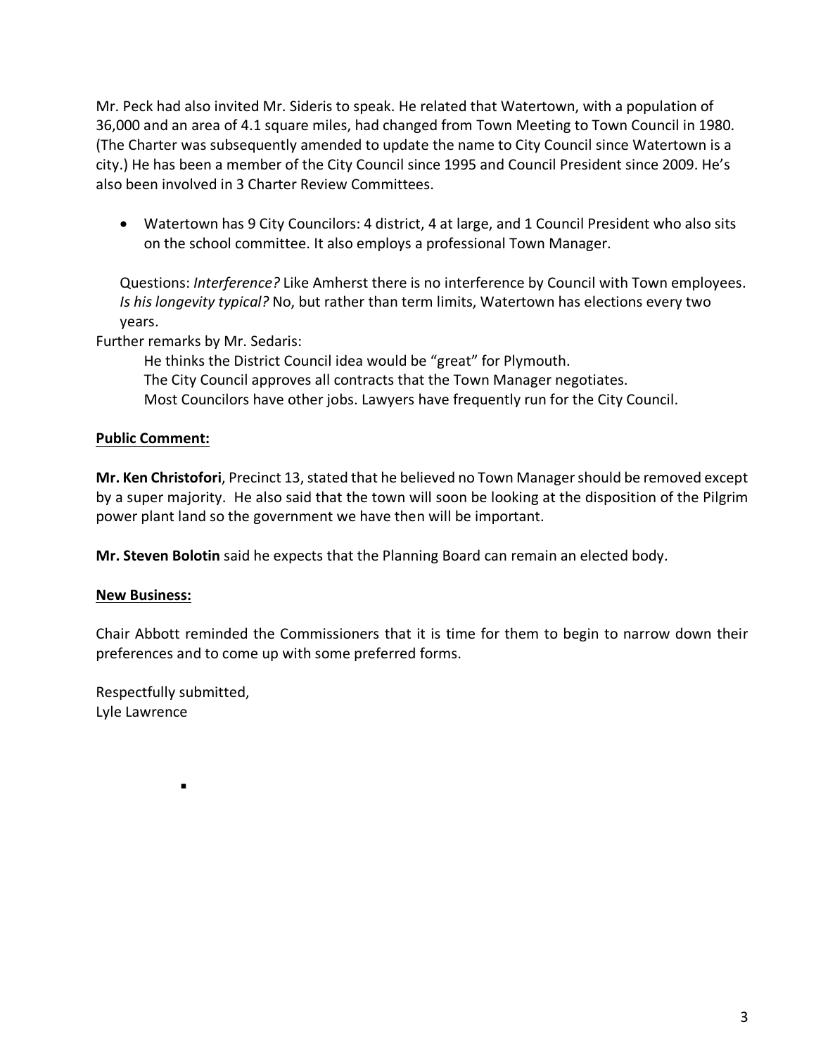Mr. Peck had also invited Mr. Sideris to speak. He related that Watertown, with a population of 36,000 and an area of 4.1 square miles, had changed from Town Meeting to Town Council in 1980. (The Charter was subsequently amended to update the name to City Council since Watertown is a city.) He has been a member of the City Council since 1995 and Council President since 2009. He's also been involved in 3 Charter Review Committees.

- Watertown has 9 City Councilors: 4 district, 4 at large, and 1 Council President who also sits on the school committee. It also employs a professional Town Manager.

Questions: *Interference?* Like Amherst there is no interference by Council with Town employees. *Is his longevity typical?* No, but rather than term limits, Watertown has elections every two years.

Further remarks by Mr. Sedaris:

He thinks the District Council idea would be "great" for Plymouth.
The City Council approves all contracts that the Town Manager negotiates.
Most Councilors have other jobs. Lawyers have frequently run for the City Council.

**Public Comment:**

**Mr. Ken Christofori**, Precinct 13, stated that he believed no Town Manager should be removed except by a super majority. He also said that the town will soon be looking at the disposition of the Pilgrim power plant land so the government we have then will be important.

**Mr. Steven Bolotin** said he expects that the Planning Board can remain an elected body.

**New Business:**

Chair Abbott reminded the Commissioners that it is time for them to begin to narrow down their preferences and to come up with some preferred forms.

Respectfully submitted,
Lyle Lawrence